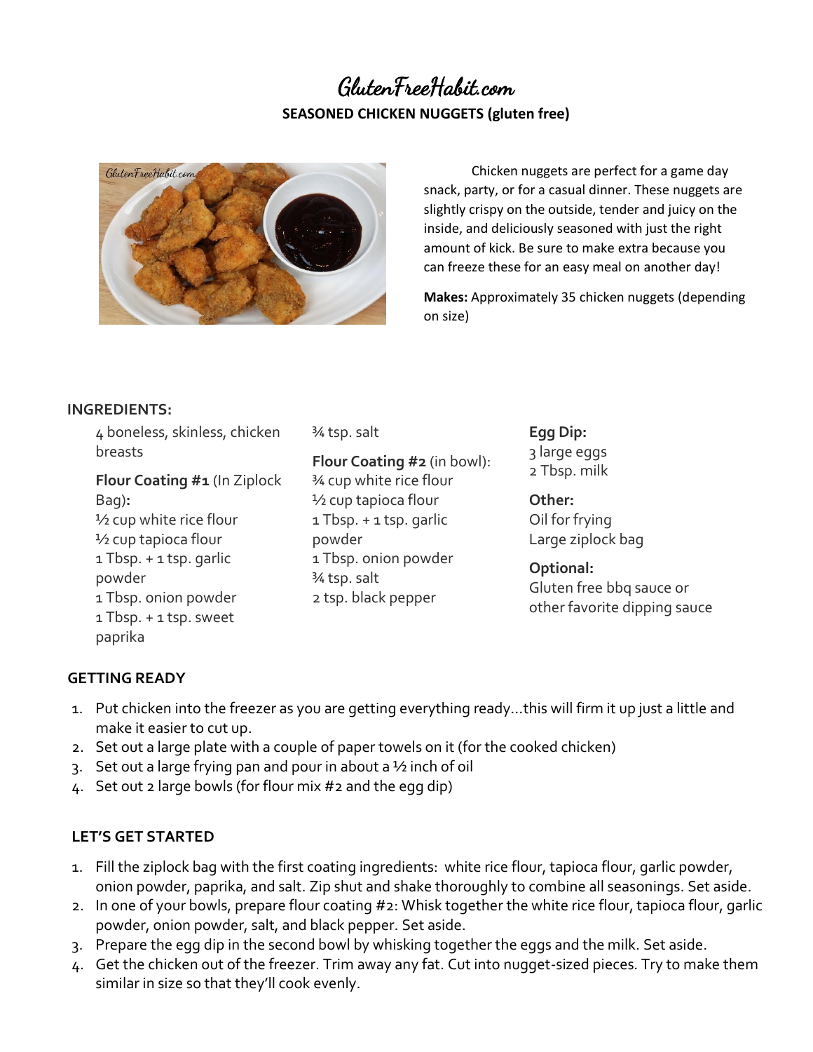# GlutenFreeHabit.com

## SEASONED CHICKEN NUGGETS (gluten free)

Chicken nuggets are perfect for a game day snack, party, or for a casual dinner. These nuggets are slightly crispy on the outside, tender and juicy on the inside, and deliciously seasoned with just the right amount of kick. Be sure to make extra because you can freeze these for an easy meal on another day!

**Makes:** Approximately 35 chicken nuggets (depending on size)

### INGREDIENTS:

4 boneless, skinless, chicken breasts

**Flour Coating #1** (In Ziplock Bag)**:**
½ cup white rice flour
½ cup tapioca flour
1 Tbsp. + 1 tsp. garlic powder
1 Tbsp. onion powder
1 Tbsp. + 1 tsp. sweet paprika
¾ tsp. salt

**Flour Coating #2** (in bowl):
¾ cup white rice flour
½ cup tapioca flour
1 Tbsp. + 1 tsp. garlic powder
1 Tbsp. onion powder
¾ tsp. salt
2 tsp. black pepper

**Egg Dip:**
3 large eggs
2 Tbsp. milk

**Other:**
Oil for frying
Large ziplock bag

**Optional:**
Gluten free bbq sauce or other favorite dipping sauce

### GETTING READY

1. Put chicken into the freezer as you are getting everything ready…this will firm it up just a little and make it easier to cut up.
2. Set out a large plate with a couple of paper towels on it (for the cooked chicken)
3. Set out a large frying pan and pour in about a ½ inch of oil
4. Set out 2 large bowls (for flour mix #2 and the egg dip)

### LET'S GET STARTED

1. Fill the ziplock bag with the first coating ingredients: white rice flour, tapioca flour, garlic powder, onion powder, paprika, and salt. Zip shut and shake thoroughly to combine all seasonings. Set aside.
2. In one of your bowls, prepare flour coating #2: Whisk together the white rice flour, tapioca flour, garlic powder, onion powder, salt, and black pepper. Set aside.
3. Prepare the egg dip in the second bowl by whisking together the eggs and the milk. Set aside.
4. Get the chicken out of the freezer. Trim away any fat. Cut into nugget-sized pieces. Try to make them similar in size so that they'll cook evenly.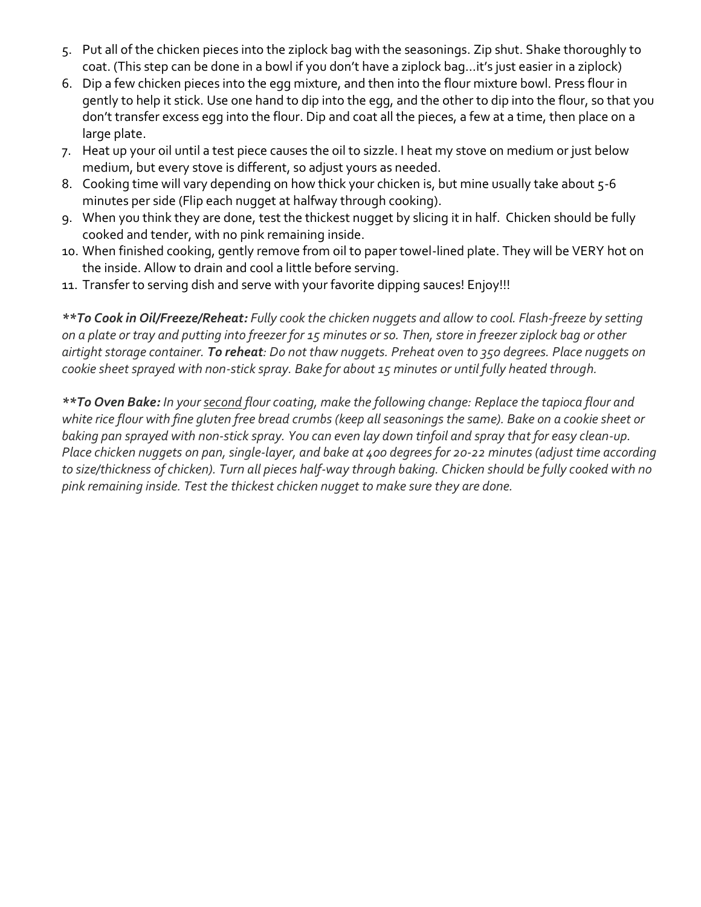5. Put all of the chicken pieces into the ziplock bag with the seasonings. Zip shut. Shake thoroughly to coat. (This step can be done in a bowl if you don't have a ziplock bag…it's just easier in a ziplock)
6. Dip a few chicken pieces into the egg mixture, and then into the flour mixture bowl. Press flour in gently to help it stick. Use one hand to dip into the egg, and the other to dip into the flour, so that you don't transfer excess egg into the flour. Dip and coat all the pieces, a few at a time, then place on a large plate.
7. Heat up your oil until a test piece causes the oil to sizzle. I heat my stove on medium or just below medium, but every stove is different, so adjust yours as needed.
8. Cooking time will vary depending on how thick your chicken is, but mine usually take about 5-6 minutes per side (Flip each nugget at halfway through cooking).
9. When you think they are done, test the thickest nugget by slicing it in half. Chicken should be fully cooked and tender, with no pink remaining inside.
10. When finished cooking, gently remove from oil to paper towel-lined plate. They will be VERY hot on the inside. Allow to drain and cool a little before serving.
11. Transfer to serving dish and serve with your favorite dipping sauces! Enjoy!!!

***\*\*To Cook in Oil/Freeze/Reheat:*** *Fully cook the chicken nuggets and allow to cool. Flash-freeze by setting on a plate or tray and putting into freezer for 15 minutes or so. Then, store in freezer ziplock bag or other airtight storage container.* ***To reheat****: Do not thaw nuggets. Preheat oven to 350 degrees. Place nuggets on cookie sheet sprayed with non-stick spray. Bake for about 15 minutes or until fully heated through.*

***\*\*To Oven Bake:*** *In your <u>second</u> flour coating, make the following change: Replace the tapioca flour and white rice flour with fine gluten free bread crumbs (keep all seasonings the same). Bake on a cookie sheet or baking pan sprayed with non-stick spray. You can even lay down tinfoil and spray that for easy clean-up. Place chicken nuggets on pan, single-layer, and bake at 400 degrees for 20-22 minutes (adjust time according to size/thickness of chicken). Turn all pieces half-way through baking. Chicken should be fully cooked with no pink remaining inside. Test the thickest chicken nugget to make sure they are done.*